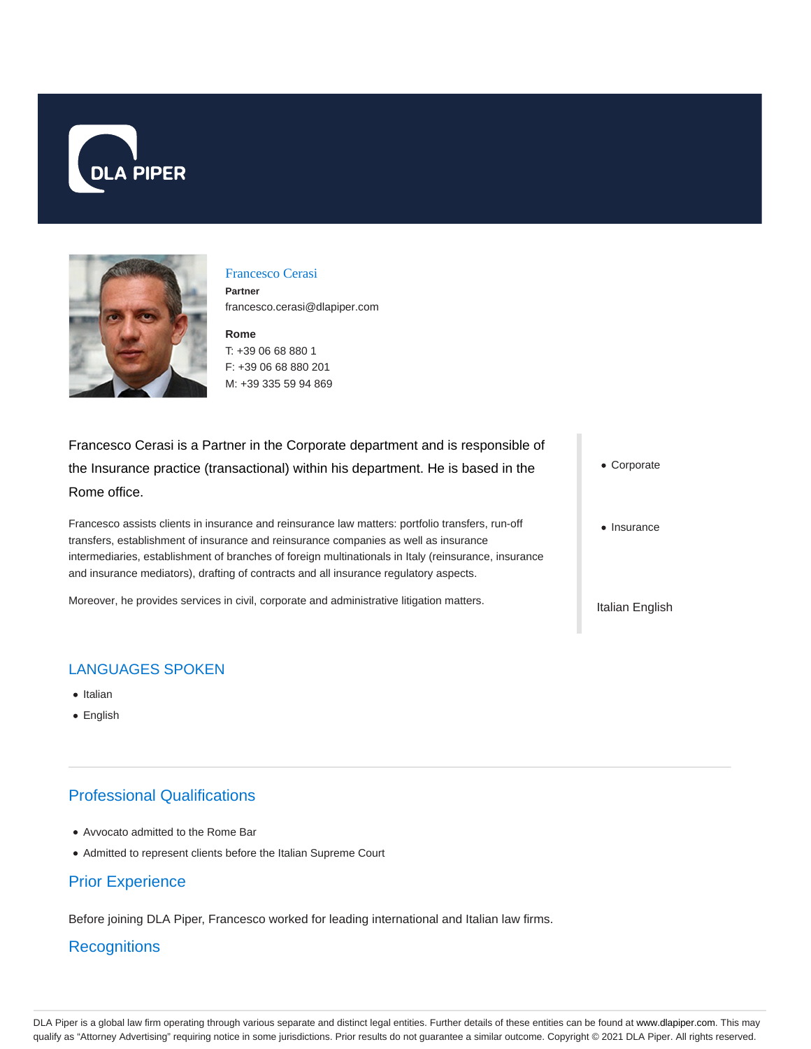Francesco Cerasi

**Partner**

francesco.cerasi@dlapiper.com

**Rome**

T: +39 06 68 880 1

F: +39 06 68 880 201

M: +39 335 59 94 869

Francesco Cerasi is a Partner in the Corporate department and is responsible of the Insurance practice (transactional) within his department. He is based in the Rome office.

Francesco assists clients in insurance and reinsurance law matters: portfolio transfers, run-off transfers, establishment of insurance and reinsurance companies as well as insurance intermediaries, establishment of branches of foreign multinationals in Italy (reinsurance, insurance and insurance mediators), drafting of contracts and all insurance regulatory aspects.

Moreover, he provides services in civil, corporate and administrative litigation matters.

- Corporate
- Insurance

Italian English

## LANGUAGES SPOKEN

- Italian
- English

## Professional Qualifications

- Avvocato admitted to the Rome Bar
- Admitted to represent clients before the Italian Supreme Court

## Prior Experience

Before joining DLA Piper, Francesco worked for leading international and Italian law firms.

## Recognitions

DLA Piper is a global law firm operating through various separate and distinct legal entities. Further details of these entities can be found at www.dlapiper.com. This may qualify as "Attorney Advertising" requiring notice in some jurisdictions. Prior results do not guarantee a similar outcome. Copyright © 2021 DLA Piper. All rights reserved.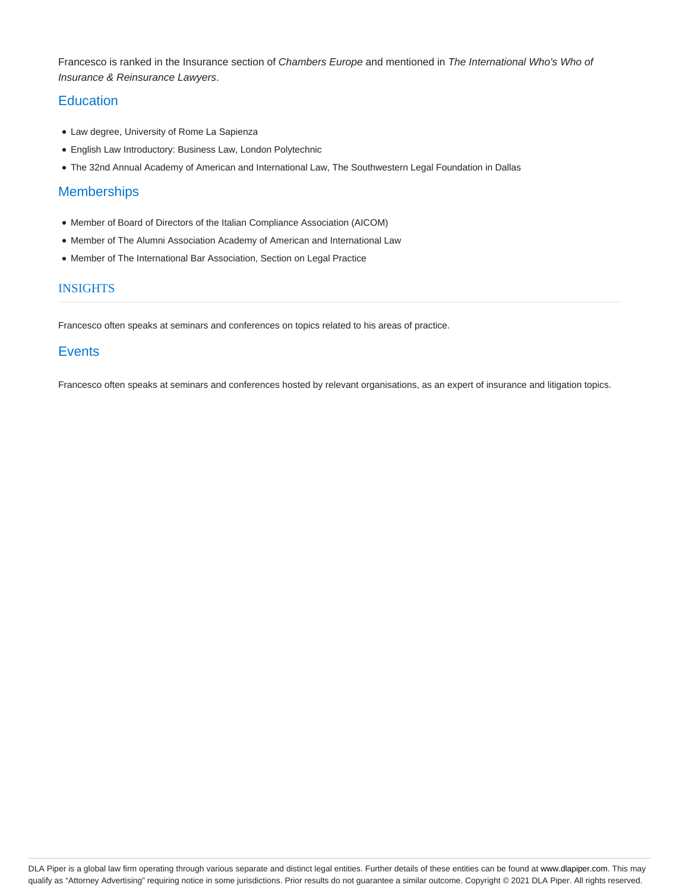Francesco is ranked in the Insurance section of *Chambers Europe* and mentioned in *The International Who's Who of Insurance & Reinsurance Lawyers*.

## Education

- Law degree, University of Rome La Sapienza
- English Law Introductory: Business Law, London Polytechnic
- The 32nd Annual Academy of American and International Law, The Southwestern Legal Foundation in Dallas

## Memberships

- Member of Board of Directors of the Italian Compliance Association (AICOM)
- Member of The Alumni Association Academy of American and International Law
- Member of The International Bar Association, Section on Legal Practice

## INSIGHTS

Francesco often speaks at seminars and conferences on topics related to his areas of practice.

## Events

Francesco often speaks at seminars and conferences hosted by relevant organisations, as an expert of insurance and litigation topics.

DLA Piper is a global law firm operating through various separate and distinct legal entities. Further details of these entities can be found at www.dlapiper.com. This may qualify as "Attorney Advertising" requiring notice in some jurisdictions. Prior results do not guarantee a similar outcome. Copyright © 2021 DLA Piper. All rights reserved.